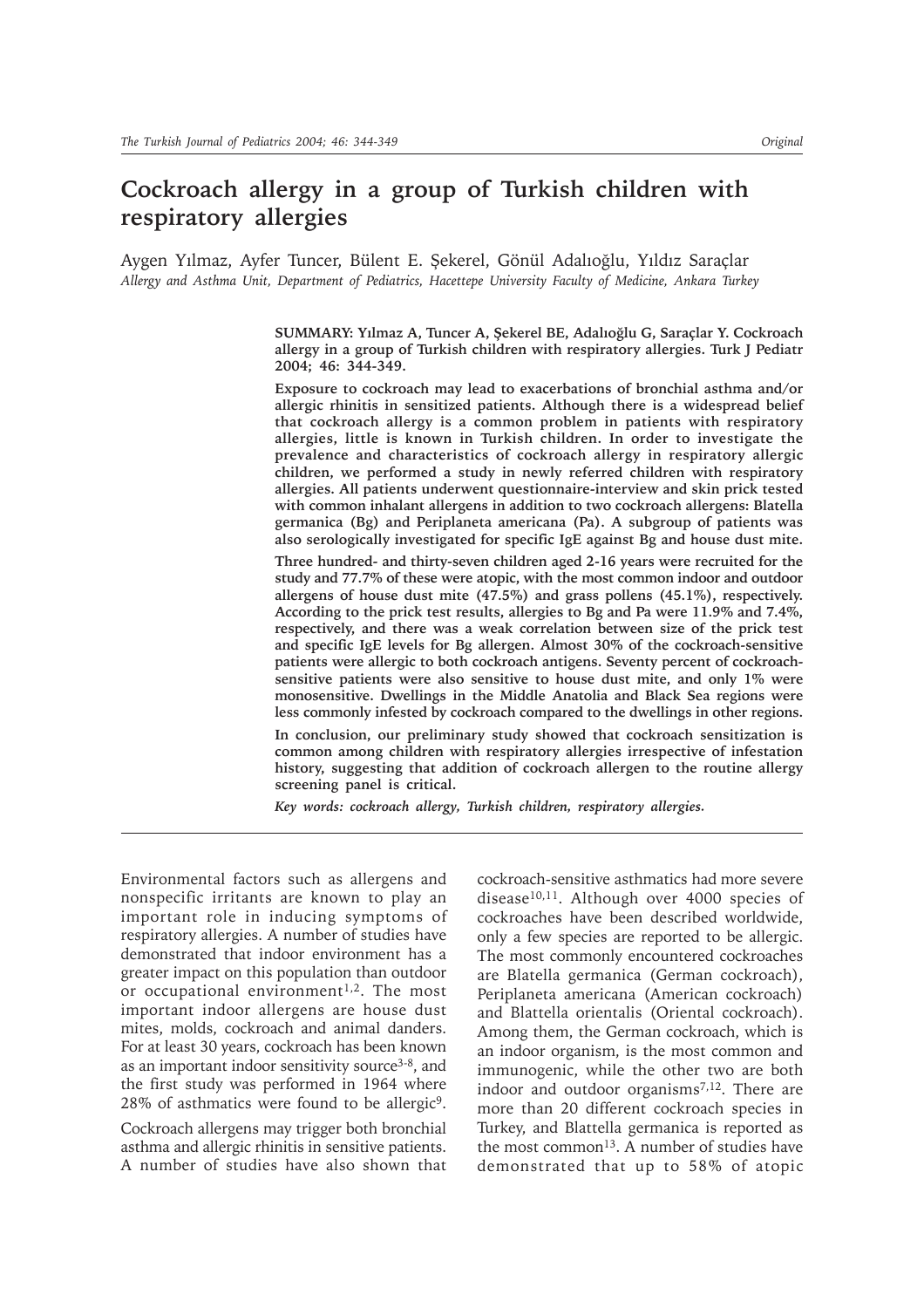# Cockroach allergy in a group of Turkish children with respiratory allergies

Aygen Yılmaz, Ayfer Tuncer, Bülent E. Şekerel, Gönül Adalıoğlu, Yıldız Saraçlar

*Allergy and Asthma Unit, Department of Pediatrics, Hacettepe University Faculty of Medicine, Ankara Turkey*

**SUMMARY: Yılmaz A, Tuncer A, Şekerel BE, Adalıoğlu G, Saraçlar Y. Cockroach allergy in a group of Turkish children with respiratory allergies. Turk J Pediatr 2004; 46: 344-349.**

**Exposure to cockroach may lead to exacerbations of bronchial asthma and/or allergic rhinitis in sensitized patients. Although there is a widespread belief that cockroach allergy is a common problem in patients with respiratory allergies, little is known in Turkish children. In order to investigate the prevalence and characteristics of cockroach allergy in respiratory allergic children, we performed a study in newly referred children with respiratory allergies. All patients underwent questionnaire-interview and skin prick tested with common inhalant allergens in addition to two cockroach allergens: Blatella germanica (Bg) and Periplaneta americana (Pa). A subgroup of patients was also serologically investigated for specific IgE against Bg and house dust mite.**

**Three hundred- and thirty-seven children aged 2-16 years were recruited for the study and 77.7% of these were atopic, with the most common indoor and outdoor allergens of house dust mite (47.5%) and grass pollens (45.1%), respectively. According to the prick test results, allergies to Bg and Pa were 11.9% and 7.4%, respectively, and there was a weak correlation between size of the prick test and specific IgE levels for Bg allergen. Almost 30% of the cockroach-sensitive patients were allergic to both cockroach antigens. Seventy percent of cockroach-sensitive patients were also sensitive to house dust mite, and only 1% were monosensitive. Dwellings in the Middle Anatolia and Black Sea regions were less commonly infested by cockroach compared to the dwellings in other regions.**

**In conclusion, our preliminary study showed that cockroach sensitization is common among children with respiratory allergies irrespective of infestation history, suggesting that addition of cockroach allergen to the routine allergy screening panel is critical.**

***Key words: cockroach allergy, Turkish children, respiratory allergies.***

Environmental factors such as allergens and nonspecific irritants are known to play an important role in inducing symptoms of respiratory allergies. A number of studies have demonstrated that indoor environment has a greater impact on this population than outdoor or occupational environment[1,2]. The most important indoor allergens are house dust mites, molds, cockroach and animal danders. For at least 30 years, cockroach has been known as an important indoor sensitivity source[3-8], and the first study was performed in 1964 where 28% of asthmatics were found to be allergic[9].

Cockroach allergens may trigger both bronchial asthma and allergic rhinitis in sensitive patients. A number of studies have also shown that cockroach-sensitive asthmatics had more severe disease[10,11]. Although over 4000 species of cockroaches have been described worldwide, only a few species are reported to be allergic. The most commonly encountered cockroaches are Blatella germanica (German cockroach), Periplaneta americana (American cockroach) and Blattella orientalis (Oriental cockroach). Among them, the German cockroach, which is an indoor organism, is the most common and immunogenic, while the other two are both indoor and outdoor organisms[7,12]. There are more than 20 different cockroach species in Turkey, and Blattella germanica is reported as the most common[13]. A number of studies have demonstrated that up to 58% of atopic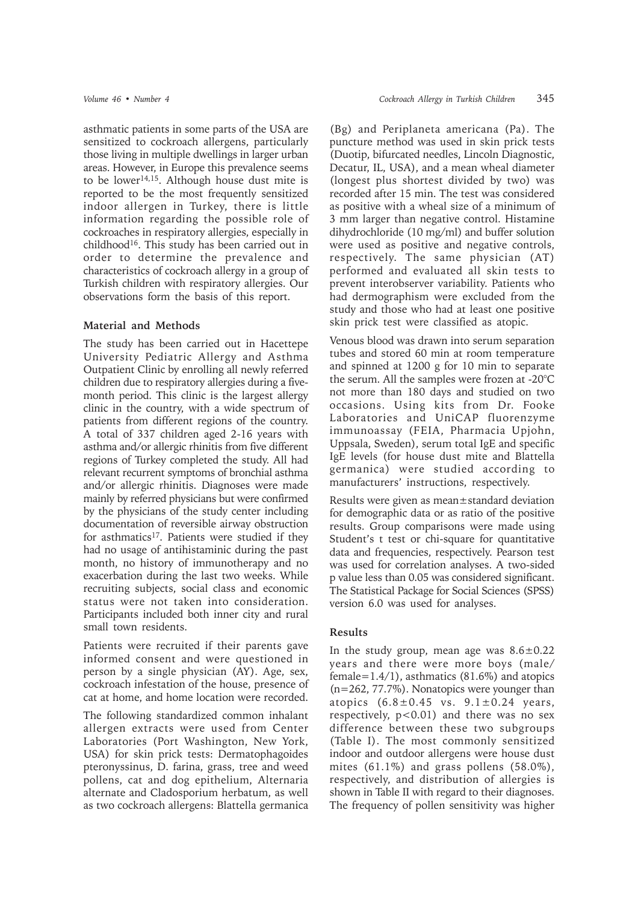asthmatic patients in some parts of the USA are sensitized to cockroach allergens, particularly those living in multiple dwellings in larger urban areas. However, in Europe this prevalence seems to be lower[14,15]. Although house dust mite is reported to be the most frequently sensitized indoor allergen in Turkey, there is little information regarding the possible role of cockroaches in respiratory allergies, especially in childhood[16]. This study has been carried out in order to determine the prevalence and characteristics of cockroach allergy in a group of Turkish children with respiratory allergies. Our observations form the basis of this report.

## Material and Methods

The study has been carried out in Hacettepe University Pediatric Allergy and Asthma Outpatient Clinic by enrolling all newly referred children due to respiratory allergies during a five-month period. This clinic is the largest allergy clinic in the country, with a wide spectrum of patients from different regions of the country. A total of 337 children aged 2-16 years with asthma and/or allergic rhinitis from five different regions of Turkey completed the study. All had relevant recurrent symptoms of bronchial asthma and/or allergic rhinitis. Diagnoses were made mainly by referred physicians but were confirmed by the physicians of the study center including documentation of reversible airway obstruction for asthmatics[17]. Patients were studied if they had no usage of antihistaminic during the past month, no history of immunotherapy and no exacerbation during the last two weeks. While recruiting subjects, social class and economic status were not taken into consideration. Participants included both inner city and rural small town residents.

Patients were recruited if their parents gave informed consent and were questioned in person by a single physician (AY). Age, sex, cockroach infestation of the house, presence of cat at home, and home location were recorded.

The following standardized common inhalant allergen extracts were used from Center Laboratories (Port Washington, New York, USA) for skin prick tests: Dermatophagoides pteronyssinus, D. farina, grass, tree and weed pollens, cat and dog epithelium, Alternaria alternate and Cladosporium herbatum, as well as two cockroach allergens: Blattella germanica (Bg) and Periplaneta americana (Pa). The puncture method was used in skin prick tests (Duotip, bifurcated needles, Lincoln Diagnostic, Decatur, IL, USA), and a mean wheal diameter (longest plus shortest divided by two) was recorded after 15 min. The test was considered as positive with a wheal size of a minimum of 3 mm larger than negative control. Histamine dihydrochloride (10 mg/ml) and buffer solution were used as positive and negative controls, respectively. The same physician (AT) performed and evaluated all skin tests to prevent interobserver variability. Patients who had dermographism were excluded from the study and those who had at least one positive skin prick test were classified as atopic.

Venous blood was drawn into serum separation tubes and stored 60 min at room temperature and spinned at 1200 g for 10 min to separate the serum. All the samples were frozen at -20°C not more than 180 days and studied on two occasions. Using kits from Dr. Fooke Laboratories and UniCAP fluorenzyme immunoassay (FEIA, Pharmacia Upjohn, Uppsala, Sweden), serum total IgE and specific IgE levels (for house dust mite and Blattella germanica) were studied according to manufacturers' instructions, respectively.

Results were given as mean±standard deviation for demographic data or as ratio of the positive results. Group comparisons were made using Student's t test or chi-square for quantitative data and frequencies, respectively. Pearson test was used for correlation analyses. A two-sided p value less than 0.05 was considered significant. The Statistical Package for Social Sciences (SPSS) version 6.0 was used for analyses.

## Results

In the study group, mean age was 8.6±0.22 years and there were more boys (male/female=1.4/1), asthmatics (81.6%) and atopics (n=262, 77.7%). Nonatopics were younger than atopics (6.8±0.45 vs. 9.1±0.24 years, respectively, $p<0.01$) and there was no sex difference between these two subgroups (Table I). The most commonly sensitized indoor and outdoor allergens were house dust mites (61.1%) and grass pollens (58.0%), respectively, and distribution of allergies is shown in Table II with regard to their diagnoses. The frequency of pollen sensitivity was higher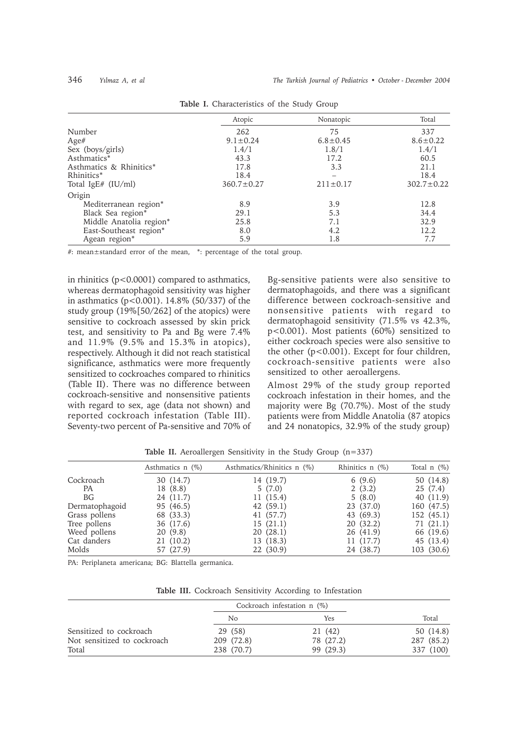**Table I.** Characteristics of the Study Group

| | Atopic | Nonatopic | Total |
|---|---|---|---|
| Number | 262 | 75 | 337 |
| Age# | 9.1±0.24 | 6.8±0.45 | 8.6±0.22 |
| Sex (boys/girls) | 1.4/1 | 1.8/1 | 1.4/1 |
| Asthmatics* | 43.3 | 17.2 | 60.5 |
| Asthmatics & Rhinitics* | 17.8 | 3.3 | 21.1 |
| Rhinitics* | 18.4 | – | 18.4 |
| Total IgE# (IU/ml) | 360.7±0.27 | 211±0.17 | 302.7±0.22 |
| Origin | | | |
| Mediterranean region* | 8.9 | 3.9 | 12.8 |
| Black Sea region* | 29.1 | 5.3 | 34.4 |
| Middle Anatolia region* | 25.8 | 7.1 | 32.9 |
| East-Southeast region* | 8.0 | 4.2 | 12.2 |
| Agean region* | 5.9 | 1.8 | 7.7 |

#: mean±standard error of the mean, *: percentage of the total group.

in rhinitics ($p<0.0001$) compared to asthmatics, whereas dermatophagoid sensitivity was higher in asthmatics ($p<0.001$). 14.8% (50/337) of the study group (19%[50/262] of the atopics) were sensitive to cockroach assessed by skin prick test, and sensitivity to Pa and Bg were 7.4% and 11.9% (9.5% and 15.3% in atopics), respectively. Although it did not reach statistical significance, asthmatics were more frequently sensitized to cockroaches compared to rhinitics (Table II). There was no difference between cockroach-sensitive and nonsensitive patients with regard to sex, age (data not shown) and reported cockroach infestation (Table III). Seventy-two percent of Pa-sensitive and 70% of Bg-sensitive patients were also sensitive to dermatophagoids, and there was a significant difference between cockroach-sensitive and nonsensitive patients with regard to dermatophagoid sensitivity (71.5% vs 42.3%, $p<0.001$). Most patients (60%) sensitized to either cockroach species were also sensitive to the other ($p<0.001$). Except for four children, cockroach-sensitive patients were also sensitized to other aeroallergens.

Almost 29% of the study group reported cockroach infestation in their homes, and the majority were Bg (70.7%). Most of the study patients were from Middle Anatolia (87 atopics and 24 nonatopics, 32.9% of the study group)

**Table II.** Aeroallergen Sensitivity in the Study Group (n=337)

| | Asthmatics n (%) | Asthmatics/Rhinitics n (%) | Rhinitics n (%) | Total n (%) |
|---|---|---|---|---|
| Cockroach | 30 (14.7) | 14 (19.7) | 6 (9.6) | 50 (14.8) |
| PA | 18 (8.8) | 5 (7.0) | 2 (3.2) | 25 (7.4) |
| BG | 24 (11.7) | 11 (15.4) | 5 (8.0) | 40 (11.9) |
| Dermatophagoid | 95 (46.5) | 42 (59.1) | 23 (37.0) | 160 (47.5) |
| Grass pollens | 68 (33.3) | 41 (57.7) | 43 (69.3) | 152 (45.1) |
| Tree pollens | 36 (17.6) | 15 (21.1) | 20 (32.2) | 71 (21.1) |
| Weed pollens | 20 (9.8) | 20 (28.1) | 26 (41.9) | 66 (19.6) |
| Cat danders | 21 (10.2) | 13 (18.3) | 11 (17.7) | 45 (13.4) |
| Molds | 57 (27.9) | 22 (30.9) | 24 (38.7) | 103 (30.6) |

PA: Periplaneta americana; BG: Blattella germanica.

**Table III.** Cockroach Sensitivity According to Infestation

| | Cockroach infestation n (%) | | |
|---|---|---|---|
| | No | Yes | Total |
| Sensitized to cockroach | 29 (58) | 21 (42) | 50 (14.8) |
| Not sensitized to cockroach | 209 (72.8) | 78 (27.2) | 287 (85.2) |
| Total | 238 (70.7) | 99 (29.3) | 337 (100) |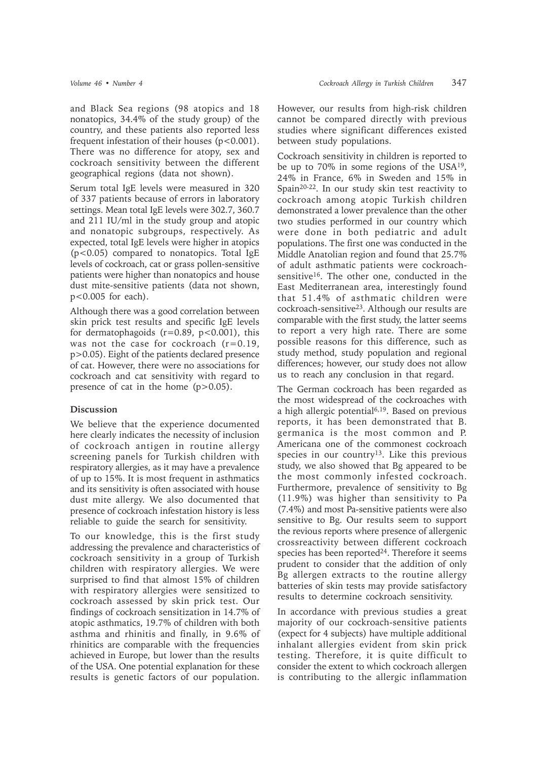and Black Sea regions (98 atopics and 18 nonatopics, 34.4% of the study group) of the country, and these patients also reported less frequent infestation of their houses ($p<0.001$). There was no difference for atopy, sex and cockroach sensitivity between the different geographical regions (data not shown).

Serum total IgE levels were measured in 320 of 337 patients because of errors in laboratory settings. Mean total IgE levels were 302.7, 360.7 and 211 IU/ml in the study group and atopic and nonatopic subgroups, respectively. As expected, total IgE levels were higher in atopics ($p<0.05$) compared to nonatopics. Total IgE levels of cockroach, cat or grass pollen-sensitive patients were higher than nonatopics and house dust mite-sensitive patients (data not shown, $p<0.005$ for each).

Although there was a good correlation between skin prick test results and specific IgE levels for dermatophagoids ($r=0.89$, $p<0.001$), this was not the case for cockroach ($r=0.19$, $p>0.05$). Eight of the patients declared presence of cat. However, there were no associations for cockroach and cat sensitivity with regard to presence of cat in the home ($p>0.05$).

## Discussion

We believe that the experience documented here clearly indicates the necessity of inclusion of cockroach antigen in routine allergy screening panels for Turkish children with respiratory allergies, as it may have a prevalence of up to 15%. It is most frequent in asthmatics and its sensitivity is often associated with house dust mite allergy. We also documented that presence of cockroach infestation history is less reliable to guide the search for sensitivity.

To our knowledge, this is the first study addressing the prevalence and characteristics of cockroach sensitivity in a group of Turkish children with respiratory allergies. We were surprised to find that almost 15% of children with respiratory allergies were sensitized to cockroach assessed by skin prick test. Our findings of cockroach sensitization in 14.7% of atopic asthmatics, 19.7% of children with both asthma and rhinitis and finally, in 9.6% of rhinitics are comparable with the frequencies achieved in Europe, but lower than the results of the USA. One potential explanation for these results is genetic factors of our population. However, our results from high-risk children cannot be compared directly with previous studies where significant differences existed between study populations.

Cockroach sensitivity in children is reported to be up to 70% in some regions of the USA[19], 24% in France, 6% in Sweden and 15% in Spain[20-22]. In our study skin test reactivity to cockroach among atopic Turkish children demonstrated a lower prevalence than the other two studies performed in our country which were done in both pediatric and adult populations. The first one was conducted in the Middle Anatolian region and found that 25.7% of adult asthmatic patients were cockroach-sensitive[16]. The other one, conducted in the East Mediterranean area, interestingly found that 51.4% of asthmatic children were cockroach-sensitive[23]. Although our results are comparable with the first study, the latter seems to report a very high rate. There are some possible reasons for this difference, such as study method, study population and regional differences; however, our study does not allow us to reach any conclusion in that regard.

The German cockroach has been regarded as the most widespread of the cockroaches with a high allergic potential[6,19]. Based on previous reports, it has been demonstrated that B. germanica is the most common and P. Americana one of the commonest cockroach species in our country[13]. Like this previous study, we also showed that Bg appeared to be the most commonly infested cockroach. Furthermore, prevalence of sensitivity to Bg (11.9%) was higher than sensitivity to Pa (7.4%) and most Pa-sensitive patients were also sensitive to Bg. Our results seem to support the revious reports where presence of allergenic crossreactivity between different cockroach species has been reported[24]. Therefore it seems prudent to consider that the addition of only Bg allergen extracts to the routine allergy batteries of skin tests may provide satisfactory results to determine cockroach sensitivity.

In accordance with previous studies a great majority of our cockroach-sensitive patients (expect for 4 subjects) have multiple additional inhalant allergies evident from skin prick testing. Therefore, it is quite difficult to consider the extent to which cockroach allergen is contributing to the allergic inflammation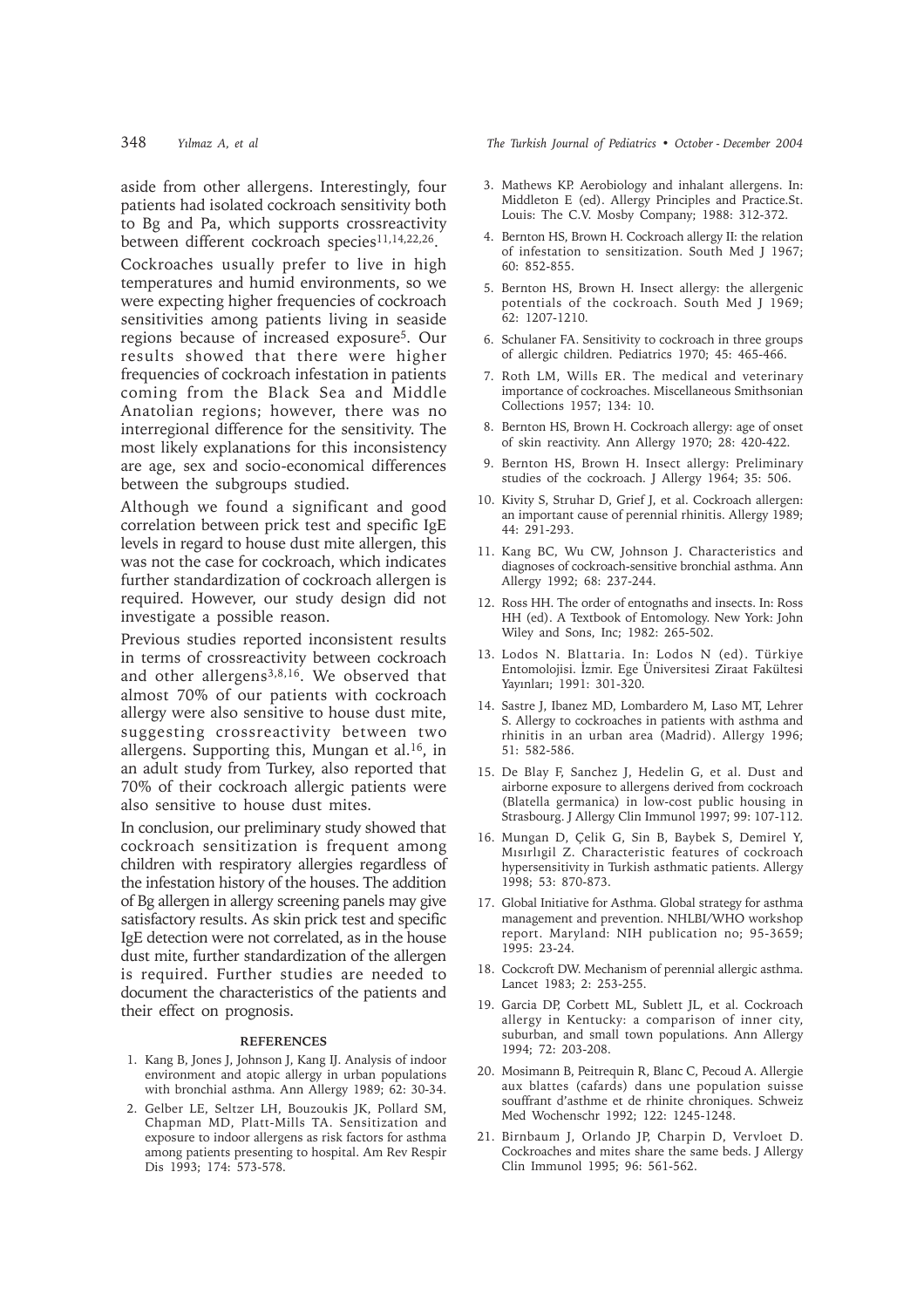aside from other allergens. Interestingly, four patients had isolated cockroach sensitivity both to Bg and Pa, which supports crossreactivity between different cockroach species[11,14,22,26].

Cockroaches usually prefer to live in high temperatures and humid environments, so we were expecting higher frequencies of cockroach sensitivities among patients living in seaside regions because of increased exposure[5]. Our results showed that there were higher frequencies of cockroach infestation in patients coming from the Black Sea and Middle Anatolian regions; however, there was no interregional difference for the sensitivity. The most likely explanations for this inconsistency are age, sex and socio-economical differences between the subgroups studied.

Although we found a significant and good correlation between prick test and specific IgE levels in regard to house dust mite allergen, this was not the case for cockroach, which indicates further standardization of cockroach allergen is required. However, our study design did not investigate a possible reason.

Previous studies reported inconsistent results in terms of crossreactivity between cockroach and other allergens[3,8,16]. We observed that almost 70% of our patients with cockroach allergy were also sensitive to house dust mite, suggesting crossreactivity between two allergens. Supporting this, Mungan et al.[16], in an adult study from Turkey, also reported that 70% of their cockroach allergic patients were also sensitive to house dust mites.

In conclusion, our preliminary study showed that cockroach sensitization is frequent among children with respiratory allergies regardless of the infestation history of the houses. The addition of Bg allergen in allergy screening panels may give satisfactory results. As skin prick test and specific IgE detection were not correlated, as in the house dust mite, further standardization of the allergen is required. Further studies are needed to document the characteristics of the patients and their effect on prognosis.

## REFERENCES

1. Kang B, Jones J, Johnson J, Kang IJ. Analysis of indoor environment and atopic allergy in urban populations with bronchial asthma. Ann Allergy 1989; 62: 30-34.
2. Gelber LE, Seltzer LH, Bouzoukis JK, Pollard SM, Chapman MD, Platt-Mills TA. Sensitization and exposure to indoor allergens as risk factors for asthma among patients presenting to hospital. Am Rev Respir Dis 1993; 174: 573-578.
3. Mathews KP. Aerobiology and inhalant allergens. In: Middleton E (ed). Allergy Principles and Practice.St. Louis: The C.V. Mosby Company; 1988: 312-372.
4. Bernton HS, Brown H. Cockroach allergy II: the relation of infestation to sensitization. South Med J 1967; 60: 852-855.
5. Bernton HS, Brown H. Insect allergy: the allergenic potentials of the cockroach. South Med J 1969; 62: 1207-1210.
6. Schulaner FA. Sensitivity to cockroach in three groups of allergic children. Pediatrics 1970; 45: 465-466.
7. Roth LM, Wills ER. The medical and veterinary importance of cockroaches. Miscellaneous Smithsonian Collections 1957; 134: 10.
8. Bernton HS, Brown H. Cockroach allergy: age of onset of skin reactivity. Ann Allergy 1970; 28: 420-422.
9. Bernton HS, Brown H. Insect allergy: Preliminary studies of the cockroach. J Allergy 1964; 35: 506.
10. Kivity S, Struhar D, Grief J, et al. Cockroach allergen: an important cause of perennial rhinitis. Allergy 1989; 44: 291-293.
11. Kang BC, Wu CW, Johnson J. Characteristics and diagnoses of cockroach-sensitive bronchial asthma. Ann Allergy 1992; 68: 237-244.
12. Ross HH. The order of entognaths and insects. In: Ross HH (ed). A Textbook of Entomology. New York: John Wiley and Sons, Inc; 1982: 265-502.
13. Lodos N. Blattaria. In: Lodos N (ed). Türkiye Entomolojisi. İzmir. Ege Üniversitesi Ziraat Fakültesi Yayınları; 1991: 301-320.
14. Sastre J, Ibanez MD, Lombardero M, Laso MT, Lehrer S. Allergy to cockroaches in patients with asthma and rhinitis in an urban area (Madrid). Allergy 1996; 51: 582-586.
15. De Blay F, Sanchez J, Hedelin G, et al. Dust and airborne exposure to allergens derived from cockroach (Blatella germanica) in low-cost public housing in Strasbourg. J Allergy Clin Immunol 1997; 99: 107-112.
16. Mungan D, Çelik G, Sin B, Baybek S, Demirel Y, Mısırlıgil Z. Characteristic features of cockroach hypersensitivity in Turkish asthmatic patients. Allergy 1998; 53: 870-873.
17. Global Initiative for Asthma. Global strategy for asthma management and prevention. NHLBI/WHO workshop report. Maryland: NIH publication no; 95-3659; 1995: 23-24.
18. Cockcroft DW. Mechanism of perennial allergic asthma. Lancet 1983; 2: 253-255.
19. Garcia DP, Corbett ML, Sublett JL, et al. Cockroach allergy in Kentucky: a comparison of inner city, suburban, and small town populations. Ann Allergy 1994; 72: 203-208.
20. Mosimann B, Peitrequin R, Blanc C, Pecoud A. Allergie aux blattes (cafards) dans une population suisse souffrant d'asthme et de rhinite chroniques. Schweiz Med Wochenschr 1992; 122: 1245-1248.
21. Birnbaum J, Orlando JP, Charpin D, Vervloet D. Cockroaches and mites share the same beds. J Allergy Clin Immunol 1995; 96: 561-562.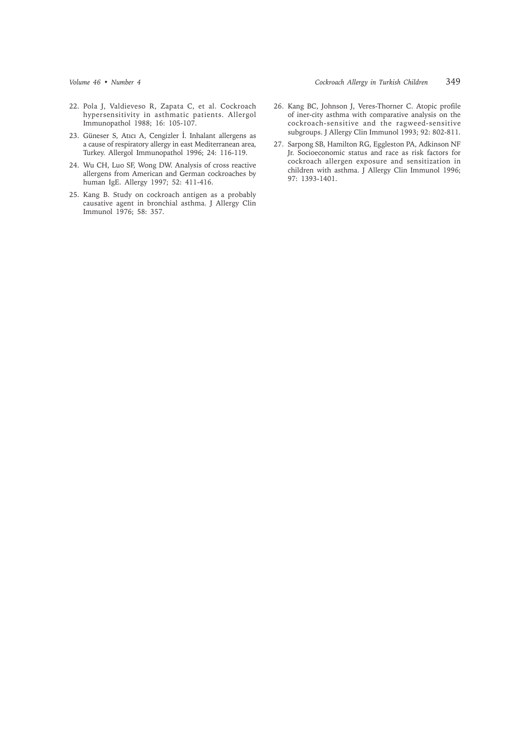22. Pola J, Valdieveso R, Zapata C, et al. Cockroach hypersensitivity in asthmatic patients. Allergol Immunopathol 1988; 16: 105-107.
23. Güneser S, Atıcı A, Cengizler İ. Inhalant allergens as a cause of respiratory allergy in east Mediterranean area, Turkey. Allergol Immunopathol 1996; 24: 116-119.
24. Wu CH, Luo SF, Wong DW. Analysis of cross reactive allergens from American and German cockroaches by human IgE. Allergy 1997; 52: 411-416.
25. Kang B. Study on cockroach antigen as a probably causative agent in bronchial asthma. J Allergy Clin Immunol 1976; 58: 357.
26. Kang BC, Johnson J, Veres-Thorner C. Atopic profile of iner-city asthma with comparative analysis on the cockroach-sensitive and the ragweed-sensitive subgroups. J Allergy Clin Immunol 1993; 92: 802-811.
27. Sarpong SB, Hamilton RG, Eggleston PA, Adkinson NF Jr. Socioeconomic status and race as risk factors for cockroach allergen exposure and sensitization in children with asthma. J Allergy Clin Immunol 1996; 97: 1393-1401.